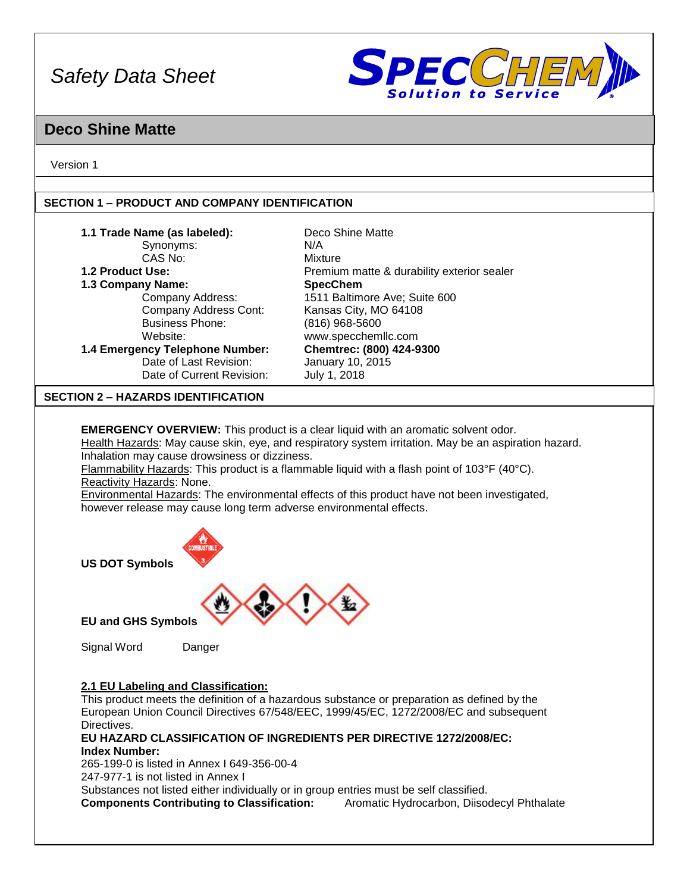# Safety Data Sheet

## Deco Shine Matte

Version 1

### SECTION 1 – PRODUCT AND COMPANY IDENTIFICATION

| | |
|---|---|
| **1.1 Trade Name (as labeled):** | Deco Shine Matte |
| Synonyms: | N/A |
| CAS No: | Mixture |
| **1.2 Product Use:** | Premium matte & durability exterior sealer |
| **1.3 Company Name:** | **SpecChem** |
| Company Address: | 1511 Baltimore Ave; Suite 600 |
| Company Address Cont: | Kansas City, MO 64108 |
| Business Phone: | (816) 968-5600 |
| Website: | www.specchemllc.com |
| **1.4 Emergency Telephone Number:** | **Chemtrec: (800) 424-9300** |
| Date of Last Revision: | January 10, 2015 |
| Date of Current Revision: | July 1, 2018 |

### SECTION 2 – HAZARDS IDENTIFICATION

**EMERGENCY OVERVIEW:** This product is a clear liquid with an aromatic solvent odor.
Health Hazards: May cause skin, eye, and respiratory system irritation. May be an aspiration hazard. Inhalation may cause drowsiness or dizziness.
Flammability Hazards: This product is a flammable liquid with a flash point of 103°F (40°C).
Reactivity Hazards: None.
Environmental Hazards: The environmental effects of this product have not been investigated, however release may cause long term adverse environmental effects.

**US DOT Symbols**

**EU and GHS Symbols**

Signal Word Danger

**2.1 EU Labeling and Classification:**
This product meets the definition of a hazardous substance or preparation as defined by the European Union Council Directives 67/548/EEC, 1999/45/EC, 1272/2008/EC and subsequent Directives.
**EU HAZARD CLASSIFICATION OF INGREDIENTS PER DIRECTIVE 1272/2008/EC:**
**Index Number:**
265-199-0 is listed in Annex I 649-356-00-4
247-977-1 is not listed in Annex I
Substances not listed either individually or in group entries must be self classified.
**Components Contributing to Classification:** Aromatic Hydrocarbon, Diisodecyl Phthalate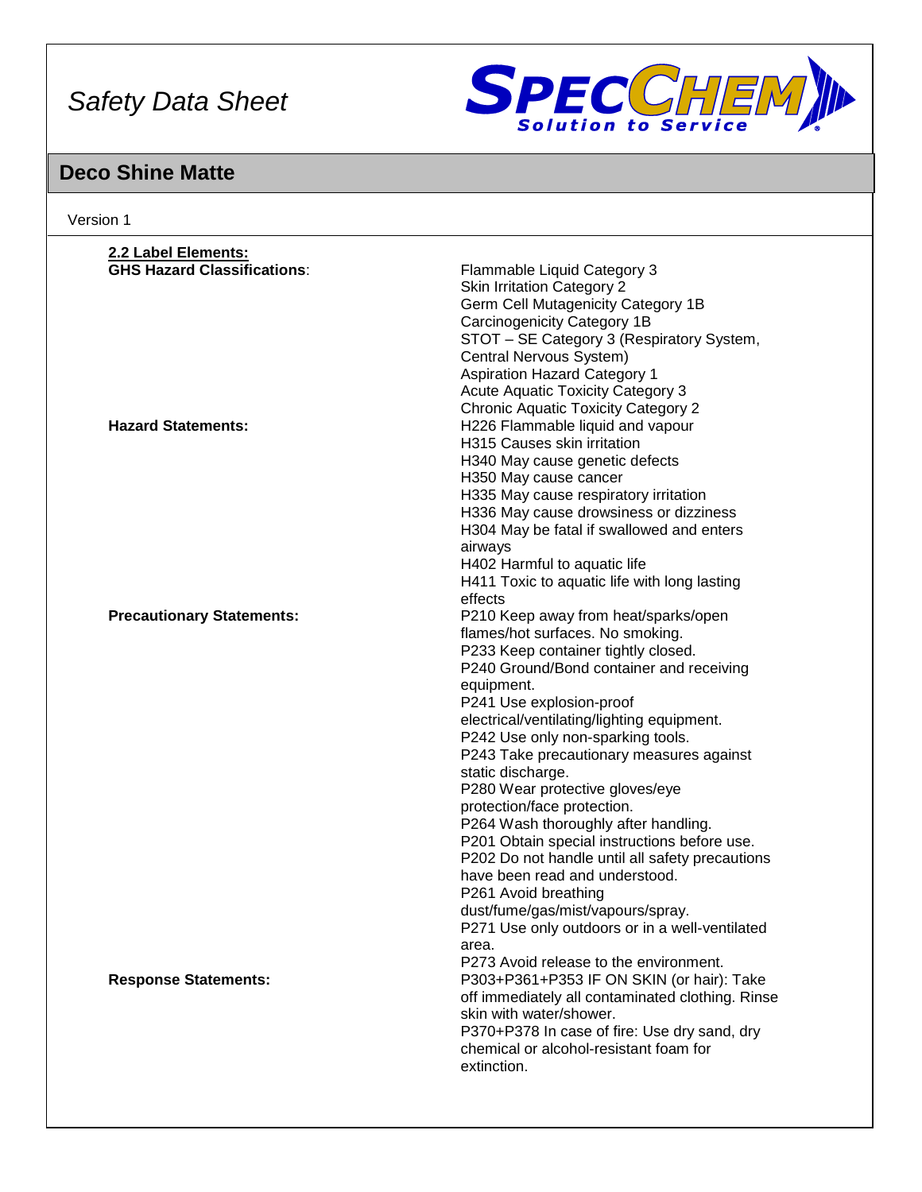# Safety Data Sheet

## Deco Shine Matte

Version 1

**2.2 Label Elements:**

**GHS Hazard Classifications:**

Flammable Liquid Category 3
Skin Irritation Category 2
Germ Cell Mutagenicity Category 1B
Carcinogenicity Category 1B
STOT – SE Category 3 (Respiratory System, Central Nervous System)
Aspiration Hazard Category 1
Acute Aquatic Toxicity Category 3
Chronic Aquatic Toxicity Category 2

**Hazard Statements:**

H226 Flammable liquid and vapour
H315 Causes skin irritation
H340 May cause genetic defects
H350 May cause cancer
H335 May cause respiratory irritation
H336 May cause drowsiness or dizziness
H304 May be fatal if swallowed and enters airways
H402 Harmful to aquatic life
H411 Toxic to aquatic life with long lasting effects

**Precautionary Statements:**

P210 Keep away from heat/sparks/open flames/hot surfaces. No smoking.
P233 Keep container tightly closed.
P240 Ground/Bond container and receiving equipment.
P241 Use explosion-proof electrical/ventilating/lighting equipment.
P242 Use only non-sparking tools.
P243 Take precautionary measures against static discharge.
P280 Wear protective gloves/eye protection/face protection.
P264 Wash thoroughly after handling.
P201 Obtain special instructions before use.
P202 Do not handle until all safety precautions have been read and understood.
P261 Avoid breathing dust/fume/gas/mist/vapours/spray.
P271 Use only outdoors or in a well-ventilated area.
P273 Avoid release to the environment.

**Response Statements:**

P303+P361+P353 IF ON SKIN (or hair): Take off immediately all contaminated clothing. Rinse skin with water/shower.
P370+P378 In case of fire: Use dry sand, dry chemical or alcohol-resistant foam for extinction.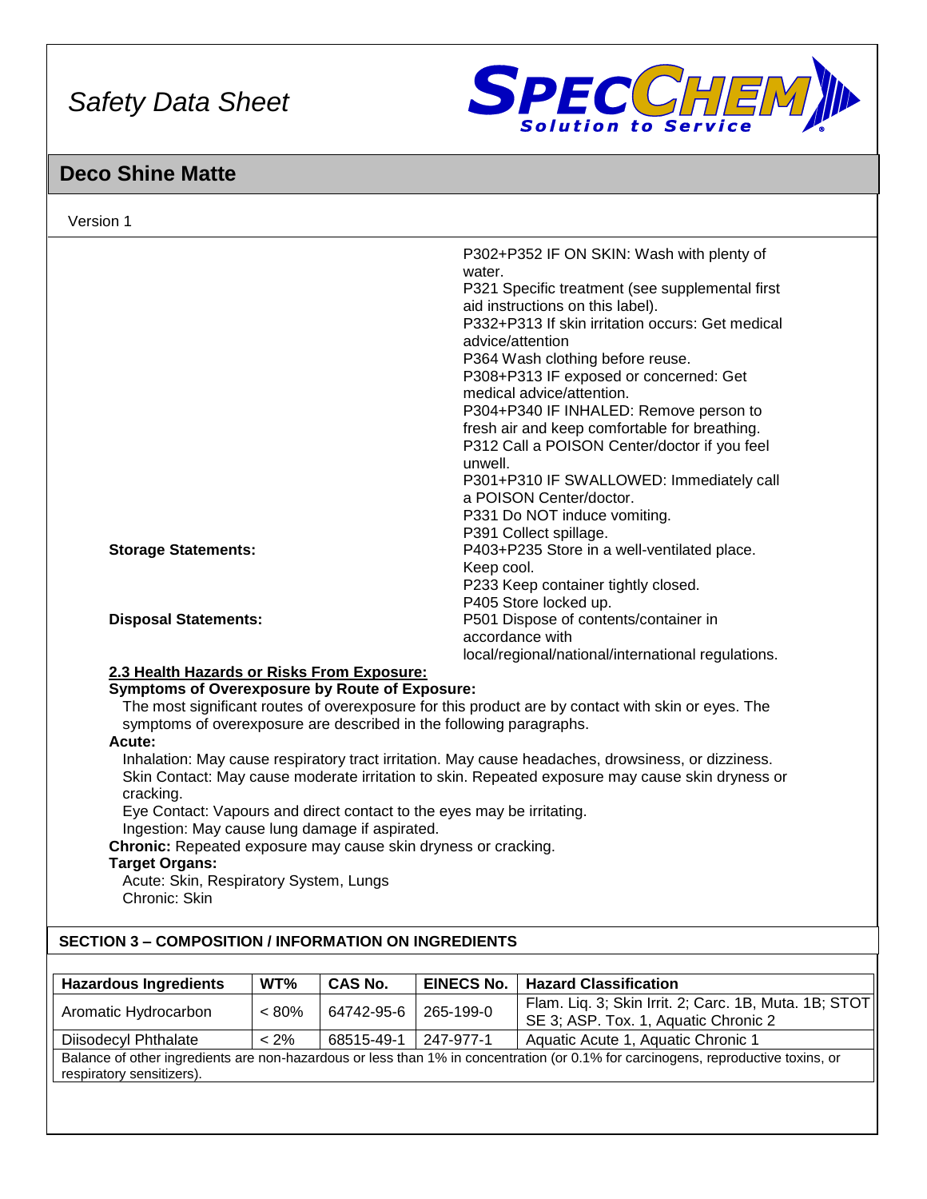P302+P352 IF ON SKIN: Wash with plenty of water.
P321 Specific treatment (see supplemental first aid instructions on this label).
P332+P313 If skin irritation occurs: Get medical advice/attention
P364 Wash clothing before reuse.
P308+P313 IF exposed or concerned: Get medical advice/attention.
P304+P340 IF INHALED: Remove person to fresh air and keep comfortable for breathing.
P312 Call a POISON Center/doctor if you feel unwell.
P301+P310 IF SWALLOWED: Immediately call a POISON Center/doctor.
P331 Do NOT induce vomiting.
P391 Collect spillage.

**Storage Statements:** P403+P235 Store in a well-ventilated place. Keep cool.
P233 Keep container tightly closed.
P405 Store locked up.

**Disposal Statements:** P501 Dispose of contents/container in accordance with local/regional/national/international regulations.

**2.3 Health Hazards or Risks From Exposure:**

**Symptoms of Overexposure by Route of Exposure:**

The most significant routes of overexposure for this product are by contact with skin or eyes. The symptoms of overexposure are described in the following paragraphs.

**Acute:**

Inhalation: May cause respiratory tract irritation. May cause headaches, drowsiness, or dizziness.
Skin Contact: May cause moderate irritation to skin. Repeated exposure may cause skin dryness or cracking.
Eye Contact: Vapours and direct contact to the eyes may be irritating.
Ingestion: May cause lung damage if aspirated.

**Chronic:** Repeated exposure may cause skin dryness or cracking.

**Target Organs:**

Acute: Skin, Respiratory System, Lungs
Chronic: Skin

## SECTION 3 – COMPOSITION / INFORMATION ON INGREDIENTS

| Hazardous Ingredients | WT% | CAS No. | EINECS No. | Hazard Classification |
|---|---|---|---|---|
| Aromatic Hydrocarbon | < 80% | 64742-95-6 | 265-199-0 | Flam. Liq. 3; Skin Irrit. 2; Carc. 1B, Muta. 1B; STOT SE 3; ASP. Tox. 1, Aquatic Chronic 2 |
| Diisodecyl Phthalate | < 2% | 68515-49-1 | 247-977-1 | Aquatic Acute 1, Aquatic Chronic 1 |
| Balance of other ingredients are non-hazardous or less than 1% in concentration (or 0.1% for carcinogens, reproductive toxins, or respiratory sensitizers). | | | | |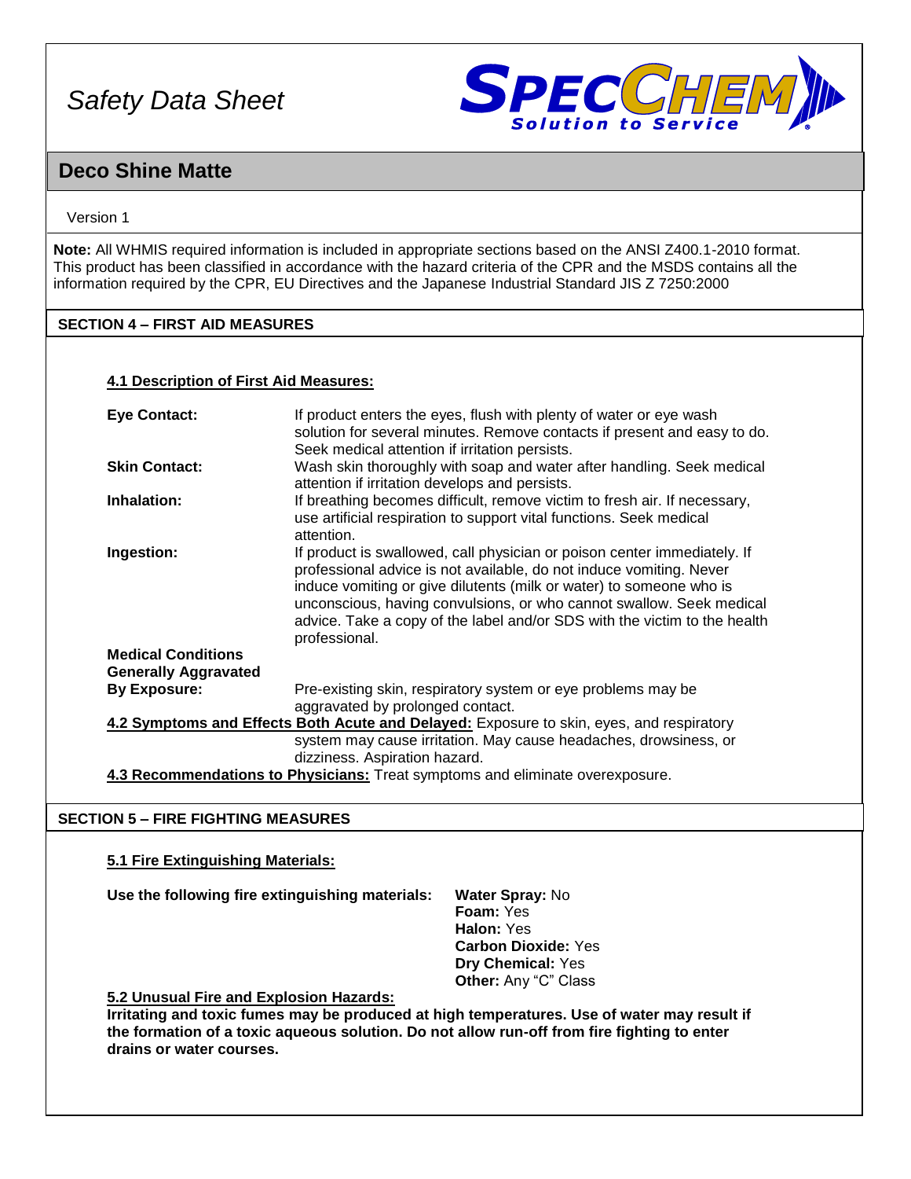# Safety Data Sheet

## Deco Shine Matte

Version 1

**Note:** All WHMIS required information is included in appropriate sections based on the ANSI Z400.1-2010 format. This product has been classified in accordance with the hazard criteria of the CPR and the MSDS contains all the information required by the CPR, EU Directives and the Japanese Industrial Standard JIS Z 7250:2000

### SECTION 4 – FIRST AID MEASURES

**4.1 Description of First Aid Measures:**

**Eye Contact:** If product enters the eyes, flush with plenty of water or eye wash solution for several minutes. Remove contacts if present and easy to do. Seek medical attention if irritation persists.

**Skin Contact:** Wash skin thoroughly with soap and water after handling. Seek medical attention if irritation develops and persists.

**Inhalation:** If breathing becomes difficult, remove victim to fresh air. If necessary, use artificial respiration to support vital functions. Seek medical attention.

**Ingestion:** If product is swallowed, call physician or poison center immediately. If professional advice is not available, do not induce vomiting. Never induce vomiting or give dilutents (milk or water) to someone who is unconscious, having convulsions, or who cannot swallow. Seek medical advice. Take a copy of the label and/or SDS with the victim to the health professional.

**Medical Conditions Generally Aggravated By Exposure:** Pre-existing skin, respiratory system or eye problems may be aggravated by prolonged contact.

**4.2 Symptoms and Effects Both Acute and Delayed:** Exposure to skin, eyes, and respiratory system may cause irritation. May cause headaches, drowsiness, or dizziness. Aspiration hazard.

**4.3 Recommendations to Physicians:** Treat symptoms and eliminate overexposure.

### SECTION 5 – FIRE FIGHTING MEASURES

**5.1 Fire Extinguishing Materials:**

**Use the following fire extinguishing materials:**

- **Water Spray:** No
- **Foam:** Yes
- **Halon:** Yes
- **Carbon Dioxide:** Yes
- **Dry Chemical:** Yes
- **Other:** Any "C" Class

**5.2 Unusual Fire and Explosion Hazards:**

**Irritating and toxic fumes may be produced at high temperatures. Use of water may result if the formation of a toxic aqueous solution. Do not allow run-off from fire fighting to enter drains or water courses.**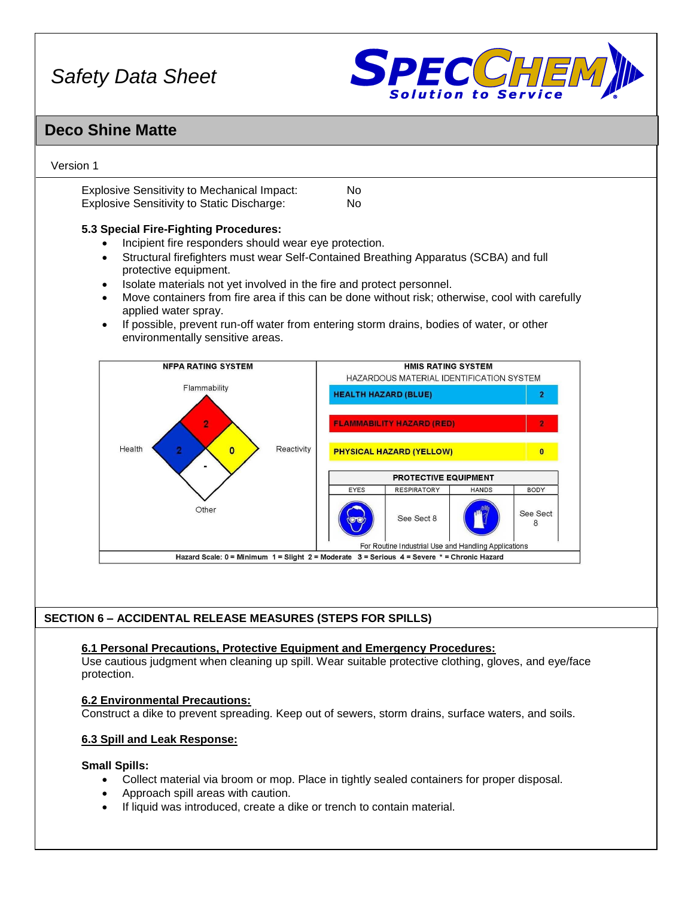Explosive Sensitivity to Mechanical Impact: No
Explosive Sensitivity to Static Discharge: No

**5.3 Special Fire-Fighting Procedures:**

- Incipient fire responders should wear eye protection.
- Structural firefighters must wear Self-Contained Breathing Apparatus (SCBA) and full protective equipment.
- Isolate materials not yet involved in the fire and protect personnel.
- Move containers from fire area if this can be done without risk; otherwise, cool with carefully applied water spray.
- If possible, prevent run-off water from entering storm drains, bodies of water, or other environmentally sensitive areas.

**NFPA RATING SYSTEM**

| Category | Rating |
| --- | --- |
| Flammability | 2 |
| Health | 2 |
| Reactivity | 0 |
| Other | - |

**HMIS RATING SYSTEM**
HAZARDOUS MATERIAL IDENTIFICATION SYSTEM

| Hazard | Rating |
| --- | --- |
| HEALTH HAZARD (BLUE) | 2 |
| FLAMMABILITY HAZARD (RED) | 2 |
| PHYSICAL HAZARD (YELLOW) | 0 |

**PROTECTIVE EQUIPMENT**

| EYES | RESPIRATORY | HANDS | BODY |
| --- | --- | --- | --- |
| | See Sect 8 | | See Sect 8 |

For Routine Industrial Use and Handling Applications

Hazard Scale: 0 = Minimum 1 = Slight 2 = Moderate 3 = Serious 4 = Severe * = Chronic Hazard

## SECTION 6 – ACCIDENTAL RELEASE MEASURES (STEPS FOR SPILLS)

**6.1 Personal Precautions, Protective Equipment and Emergency Procedures:**
Use cautious judgment when cleaning up spill. Wear suitable protective clothing, gloves, and eye/face protection.

**6.2 Environmental Precautions:**
Construct a dike to prevent spreading. Keep out of sewers, storm drains, surface waters, and soils.

**6.3 Spill and Leak Response:**

**Small Spills:**

- Collect material via broom or mop. Place in tightly sealed containers for proper disposal.
- Approach spill areas with caution.
- If liquid was introduced, create a dike or trench to contain material.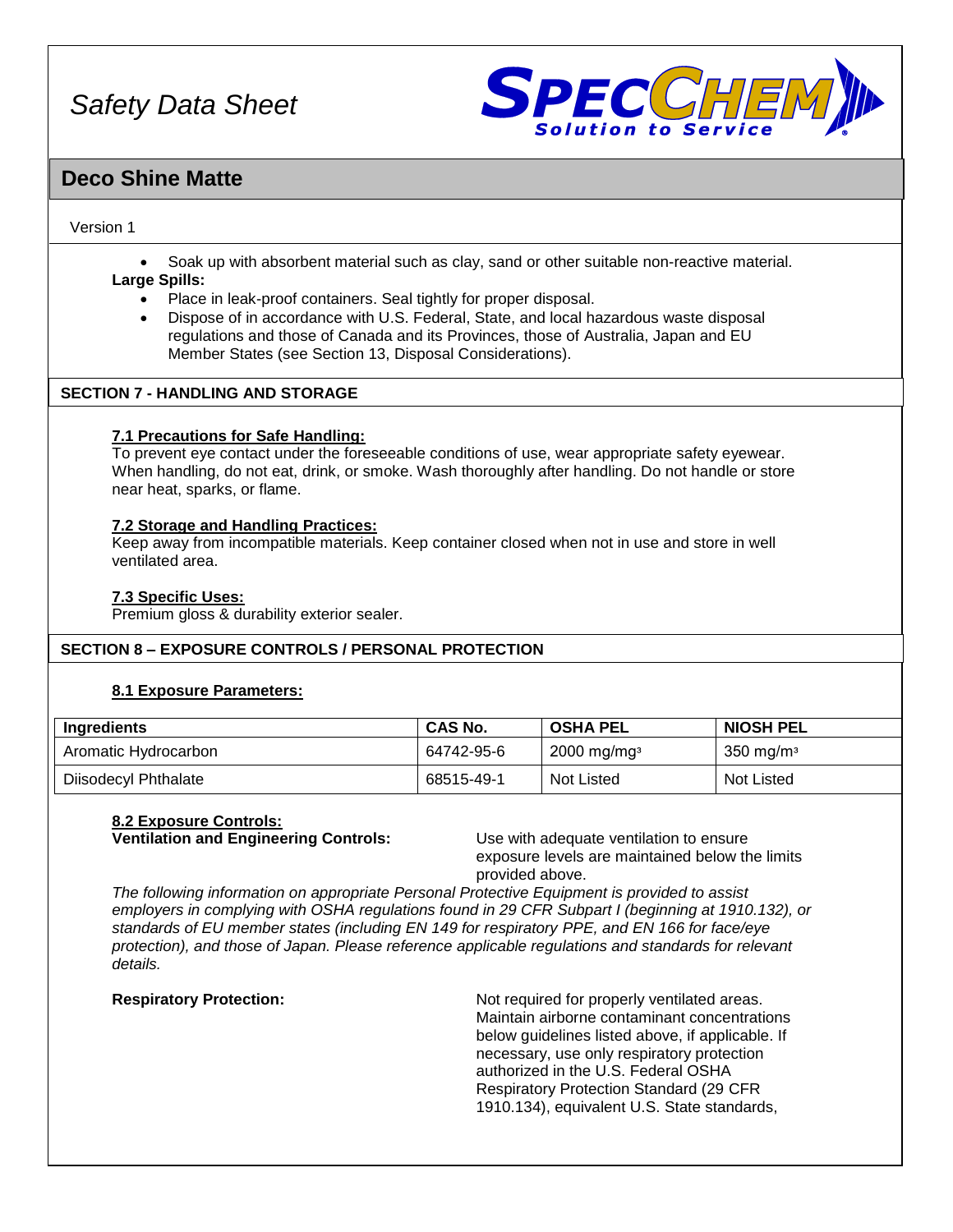- Soak up with absorbent material such as clay, sand or other suitable non-reactive material.

**Large Spills:**

- Place in leak-proof containers. Seal tightly for proper disposal.
- Dispose of in accordance with U.S. Federal, State, and local hazardous waste disposal regulations and those of Canada and its Provinces, those of Australia, Japan and EU Member States (see Section 13, Disposal Considerations).

## SECTION 7 - HANDLING AND STORAGE

**7.1 Precautions for Safe Handling:**
To prevent eye contact under the foreseeable conditions of use, wear appropriate safety eyewear. When handling, do not eat, drink, or smoke. Wash thoroughly after handling. Do not handle or store near heat, sparks, or flame.

**7.2 Storage and Handling Practices:**
Keep away from incompatible materials. Keep container closed when not in use and store in well ventilated area.

**7.3 Specific Uses:**
Premium gloss & durability exterior sealer.

## SECTION 8 – EXPOSURE CONTROLS / PERSONAL PROTECTION

**8.1 Exposure Parameters:**

| Ingredients | CAS No. | OSHA PEL | NIOSH PEL |
|---|---|---|---|
| Aromatic Hydrocarbon | 64742-95-6 | 2000 mg/mg$^3$ | 350 mg/m$^3$ |
| Diisodecyl Phthalate | 68515-49-1 | Not Listed | Not Listed |

**8.2 Exposure Controls:**

**Ventilation and Engineering Controls:** Use with adequate ventilation to ensure exposure levels are maintained below the limits provided above.

*The following information on appropriate Personal Protective Equipment is provided to assist employers in complying with OSHA regulations found in 29 CFR Subpart I (beginning at 1910.132), or standards of EU member states (including EN 149 for respiratory PPE, and EN 166 for face/eye protection), and those of Japan. Please reference applicable regulations and standards for relevant details.*

**Respiratory Protection:** Not required for properly ventilated areas. Maintain airborne contaminant concentrations below guidelines listed above, if applicable. If necessary, use only respiratory protection authorized in the U.S. Federal OSHA Respiratory Protection Standard (29 CFR 1910.134), equivalent U.S. State standards,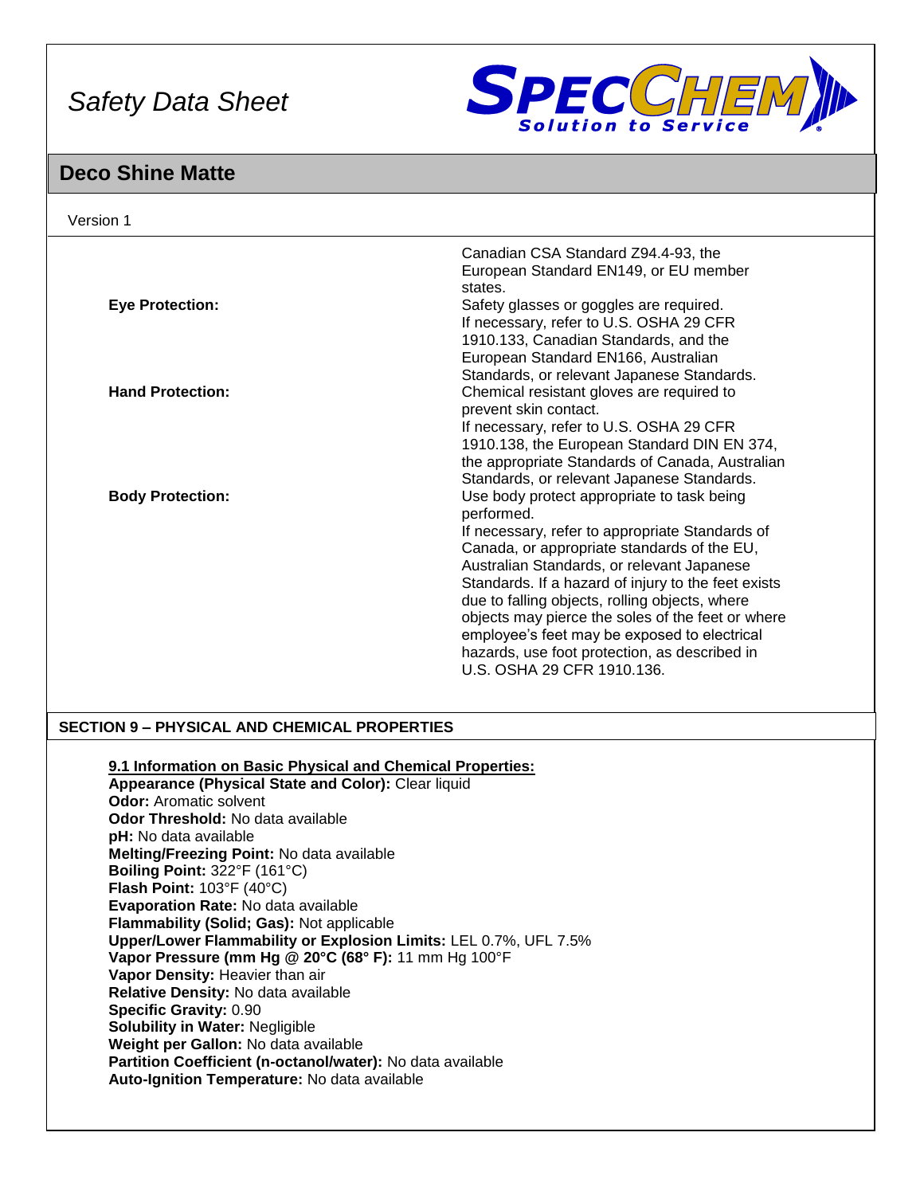| | |
|---|---|
| | Canadian CSA Standard Z94.4-93, the European Standard EN149, or EU member states. |
| **Eye Protection:** | Safety glasses or goggles are required. If necessary, refer to U.S. OSHA 29 CFR 1910.133, Canadian Standards, and the European Standard EN166, Australian Standards, or relevant Japanese Standards. |
| **Hand Protection:** | Chemical resistant gloves are required to prevent skin contact. If necessary, refer to U.S. OSHA 29 CFR 1910.138, the European Standard DIN EN 374, the appropriate Standards of Canada, Australian Standards, or relevant Japanese Standards. |
| **Body Protection:** | Use body protect appropriate to task being performed. If necessary, refer to appropriate Standards of Canada, or appropriate standards of the EU, Australian Standards, or relevant Japanese Standards. If a hazard of injury to the feet exists due to falling objects, rolling objects, where objects may pierce the soles of the feet or where employee's feet may be exposed to electrical hazards, use foot protection, as described in U.S. OSHA 29 CFR 1910.136. |

## SECTION 9 – PHYSICAL AND CHEMICAL PROPERTIES

**9.1 Information on Basic Physical and Chemical Properties:**

**Appearance (Physical State and Color):** Clear liquid
**Odor:** Aromatic solvent
**Odor Threshold:** No data available
**pH:** No data available
**Melting/Freezing Point:** No data available
**Boiling Point:** 322°F (161°C)
**Flash Point:** 103°F (40°C)
**Evaporation Rate:** No data available
**Flammability (Solid; Gas):** Not applicable
**Upper/Lower Flammability or Explosion Limits:** LEL 0.7%, UFL 7.5%
**Vapor Pressure (mm Hg @ 20°C (68° F):** 11 mm Hg 100°F
**Vapor Density:** Heavier than air
**Relative Density:** No data available
**Specific Gravity:** 0.90
**Solubility in Water:** Negligible
**Weight per Gallon:** No data available
**Partition Coefficient (n-octanol/water):** No data available
**Auto-Ignition Temperature:** No data available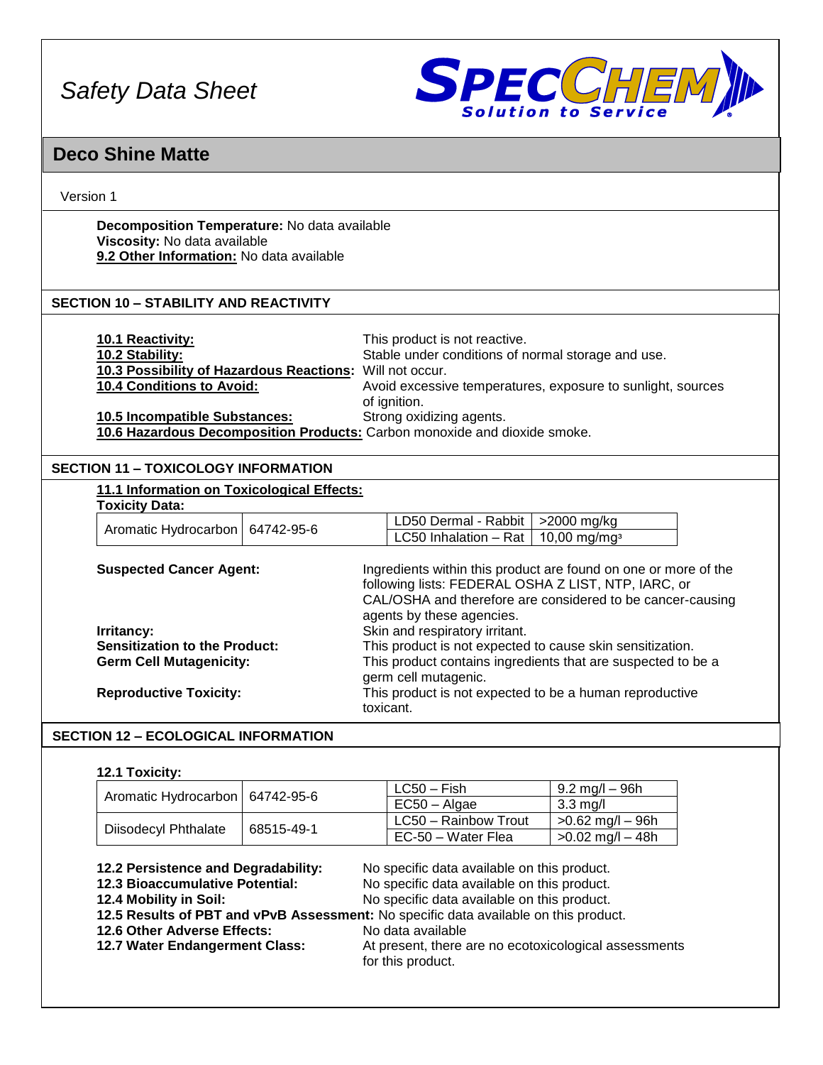**Decomposition Temperature:** No data available
**Viscosity:** No data available
**9.2 Other Information:** No data available

## SECTION 10 – STABILITY AND REACTIVITY

**10.1 Reactivity:** This product is not reactive.
**10.2 Stability:** Stable under conditions of normal storage and use.
**10.3 Possibility of Hazardous Reactions:** Will not occur.
**10.4 Conditions to Avoid:** Avoid excessive temperatures, exposure to sunlight, sources of ignition.
**10.5 Incompatible Substances:** Strong oxidizing agents.
**10.6 Hazardous Decomposition Products:** Carbon monoxide and dioxide smoke.

## SECTION 11 – TOXICOLOGY INFORMATION

**11.1 Information on Toxicological Effects:**
**Toxicity Data:**

| | | | |
|---|---|---|---|
| Aromatic Hydrocarbon | 64742-95-6 | LD50 Dermal - Rabbit | >2000 mg/kg |
| | | LC50 Inhalation – Rat | 10,00 mg/mg³ |

**Suspected Cancer Agent:** Ingredients within this product are found on one or more of the following lists: FEDERAL OSHA Z LIST, NTP, IARC, or CAL/OSHA and therefore are considered to be cancer-causing agents by these agencies.
**Irritancy:** Skin and respiratory irritant.
**Sensitization to the Product:** This product is not expected to cause skin sensitization.
**Germ Cell Mutagenicity:** This product contains ingredients that are suspected to be a germ cell mutagenic.
**Reproductive Toxicity:** This product is not expected to be a human reproductive toxicant.

## SECTION 12 – ECOLOGICAL INFORMATION

**12.1 Toxicity:**

| | | | |
|---|---|---|---|
| Aromatic Hydrocarbon | 64742-95-6 | LC50 – Fish | 9.2 mg/l – 96h |
| | | EC50 – Algae | 3.3 mg/l |
| Diisodecyl Phthalate | 68515-49-1 | LC50 – Rainbow Trout | >0.62 mg/l – 96h |
| | | EC-50 – Water Flea | >0.02 mg/l – 48h |

**12.2 Persistence and Degradability:** No specific data available on this product.
**12.3 Bioaccumulative Potential:** No specific data available on this product.
**12.4 Mobility in Soil:** No specific data available on this product.
**12.5 Results of PBT and vPvB Assessment:** No specific data available on this product.
**12.6 Other Adverse Effects:** No data available
**12.7 Water Endangerment Class:** At present, there are no ecotoxicological assessments for this product.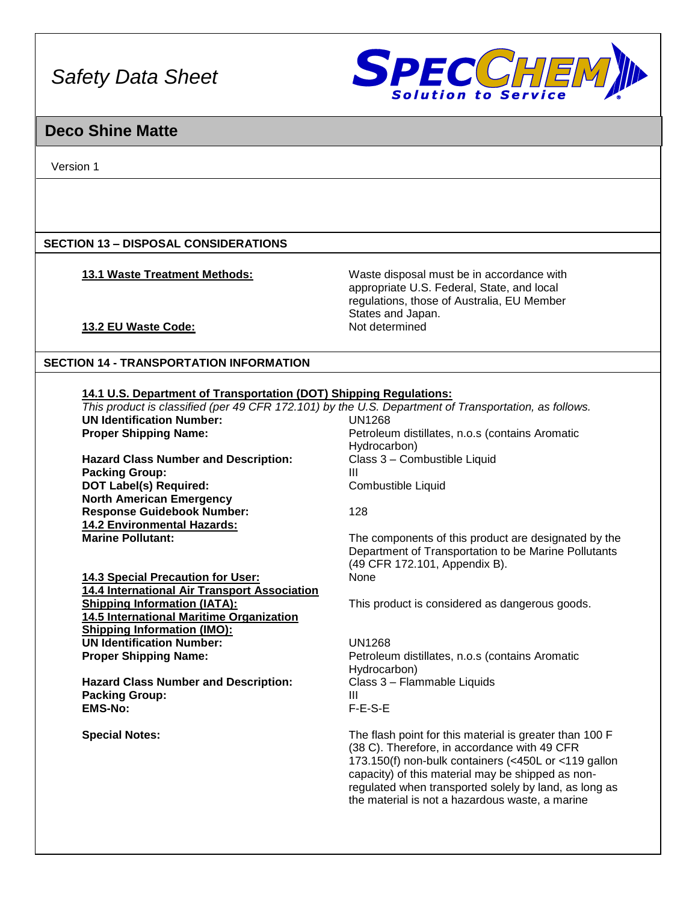## Deco Shine Matte

Version 1

### SECTION 13 – DISPOSAL CONSIDERATIONS

**13.1 Waste Treatment Methods:** Waste disposal must be in accordance with appropriate U.S. Federal, State, and local regulations, those of Australia, EU Member States and Japan.

**13.2 EU Waste Code:** Not determined

### SECTION 14 - TRANSPORTATION INFORMATION

**14.1 U.S. Department of Transportation (DOT) Shipping Regulations:**

*This product is classified (per 49 CFR 172.101) by the U.S. Department of Transportation, as follows.*

**UN Identification Number:** UN1268

**Proper Shipping Name:** Petroleum distillates, n.o.s (contains Aromatic Hydrocarbon)

**Hazard Class Number and Description:** Class 3 – Combustible Liquid

**Packing Group:** III

**DOT Label(s) Required:** Combustible Liquid

**North American Emergency Response Guidebook Number:** 128

**14.2 Environmental Hazards:**

**Marine Pollutant:** The components of this product are designated by the Department of Transportation to be Marine Pollutants (49 CFR 172.101, Appendix B).

**14.3 Special Precaution for User:** None

**14.4 International Air Transport Association Shipping Information (IATA):** This product is considered as dangerous goods.

**14.5 International Maritime Organization Shipping Information (IMO):**

**UN Identification Number:** UN1268

**Proper Shipping Name:** Petroleum distillates, n.o.s (contains Aromatic Hydrocarbon)

**Hazard Class Number and Description:** Class 3 – Flammable Liquids

**Packing Group:** III

**EMS-No:** F-E-S-E

**Special Notes:** The flash point for this material is greater than 100 F (38 C). Therefore, in accordance with 49 CFR 173.150(f) non-bulk containers (<450L or <119 gallon capacity) of this material may be shipped as non-regulated when transported solely by land, as long as the material is not a hazardous waste, a marine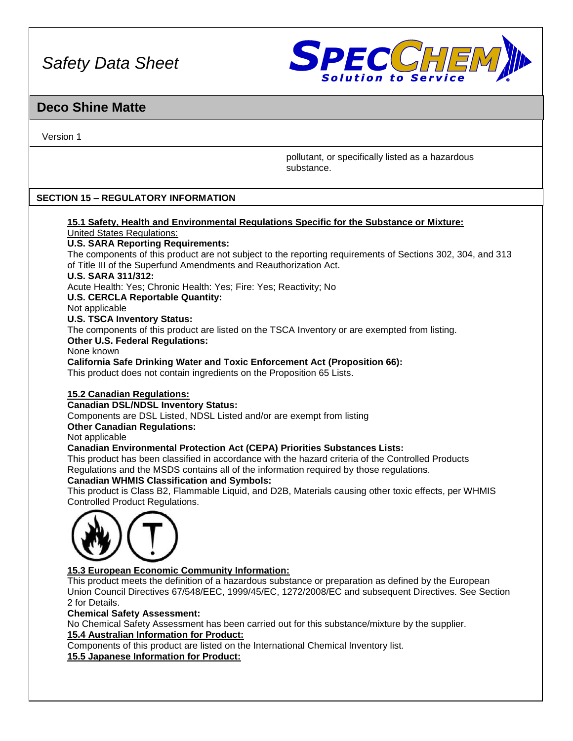pollutant, or specifically listed as a hazardous substance.

## SECTION 15 – REGULATORY INFORMATION

**15.1 Safety, Health and Environmental Regulations Specific for the Substance or Mixture:**

United States Regulations:

**U.S. SARA Reporting Requirements:**

The components of this product are not subject to the reporting requirements of Sections 302, 304, and 313 of Title III of the Superfund Amendments and Reauthorization Act.

**U.S. SARA 311/312:**

Acute Health: Yes; Chronic Health: Yes; Fire: Yes; Reactivity; No

**U.S. CERCLA Reportable Quantity:**

Not applicable

**U.S. TSCA Inventory Status:**

The components of this product are listed on the TSCA Inventory or are exempted from listing.

**Other U.S. Federal Regulations:**

None known

**California Safe Drinking Water and Toxic Enforcement Act (Proposition 66):**

This product does not contain ingredients on the Proposition 65 Lists.

**15.2 Canadian Regulations:**

**Canadian DSL/NDSL Inventory Status:**

Components are DSL Listed, NDSL Listed and/or are exempt from listing

**Other Canadian Regulations:**

Not applicable

**Canadian Environmental Protection Act (CEPA) Priorities Substances Lists:**

This product has been classified in accordance with the hazard criteria of the Controlled Products Regulations and the MSDS contains all of the information required by those regulations.

**Canadian WHMIS Classification and Symbols:**

This product is Class B2, Flammable Liquid, and D2B, Materials causing other toxic effects, per WHMIS Controlled Product Regulations.

**15.3 European Economic Community Information:**

This product meets the definition of a hazardous substance or preparation as defined by the European Union Council Directives 67/548/EEC, 1999/45/EC, 1272/2008/EC and subsequent Directives. See Section 2 for Details.

**Chemical Safety Assessment:**

No Chemical Safety Assessment has been carried out for this substance/mixture by the supplier.

**15.4 Australian Information for Product:**

Components of this product are listed on the International Chemical Inventory list.

**15.5 Japanese Information for Product:**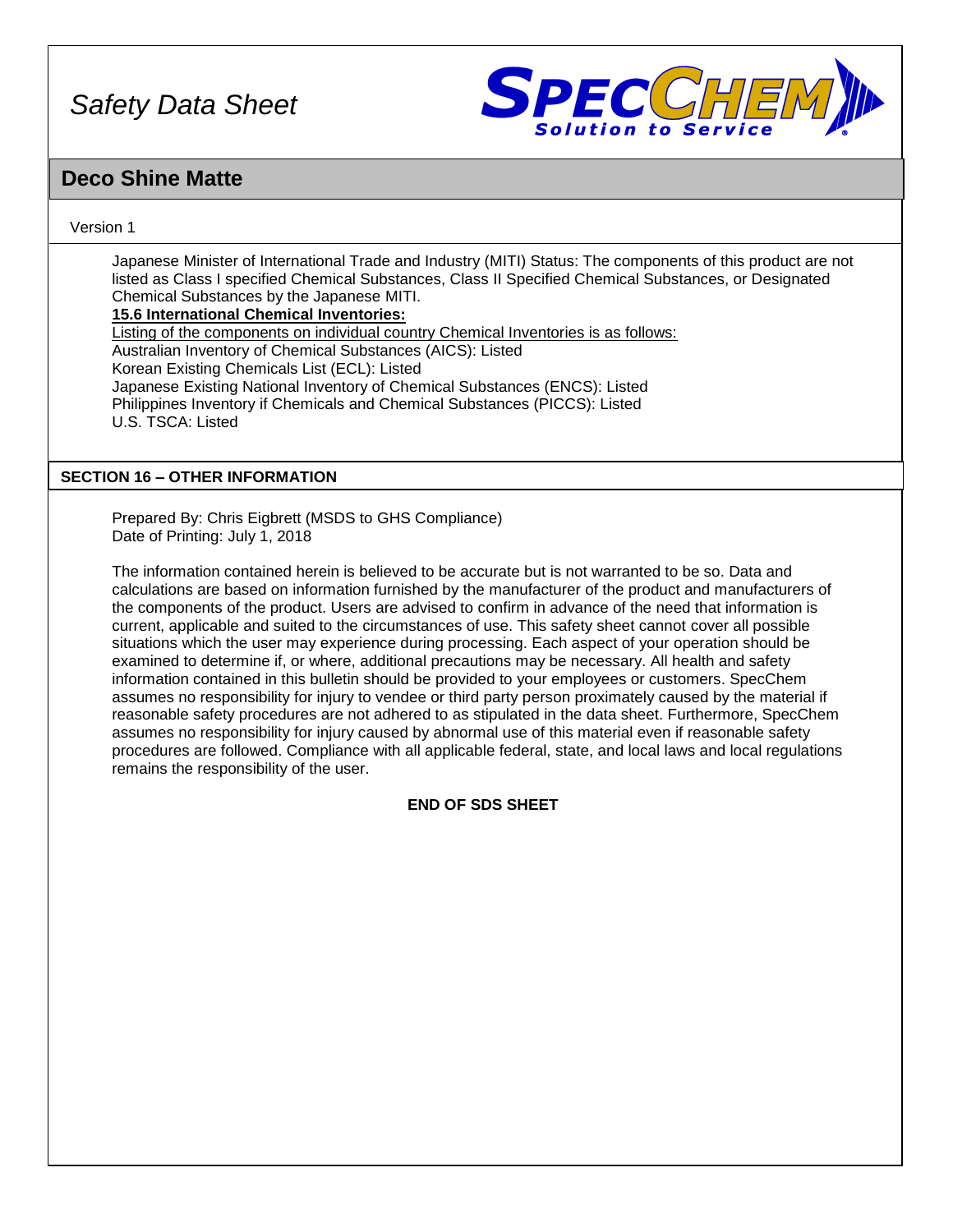Japanese Minister of International Trade and Industry (MITI) Status: The components of this product are not listed as Class I specified Chemical Substances, Class II Specified Chemical Substances, or Designated Chemical Substances by the Japanese MITI.

**15.6 International Chemical Inventories:**

Listing of the components on individual country Chemical Inventories is as follows:

Australian Inventory of Chemical Substances (AICS): Listed
Korean Existing Chemicals List (ECL): Listed
Japanese Existing National Inventory of Chemical Substances (ENCS): Listed
Philippines Inventory if Chemicals and Chemical Substances (PICCS): Listed
U.S. TSCA: Listed

## SECTION 16 – OTHER INFORMATION

Prepared By: Chris Eigbrett (MSDS to GHS Compliance)
Date of Printing: July 1, 2018

The information contained herein is believed to be accurate but is not warranted to be so. Data and calculations are based on information furnished by the manufacturer of the product and manufacturers of the components of the product. Users are advised to confirm in advance of the need that information is current, applicable and suited to the circumstances of use. This safety sheet cannot cover all possible situations which the user may experience during processing. Each aspect of your operation should be examined to determine if, or where, additional precautions may be necessary. All health and safety information contained in this bulletin should be provided to your employees or customers. SpecChem assumes no responsibility for injury to vendee or third party person proximately caused by the material if reasonable safety procedures are not adhered to as stipulated in the data sheet. Furthermore, SpecChem assumes no responsibility for injury caused by abnormal use of this material even if reasonable safety procedures are followed. Compliance with all applicable federal, state, and local laws and local regulations remains the responsibility of the user.

**END OF SDS SHEET**